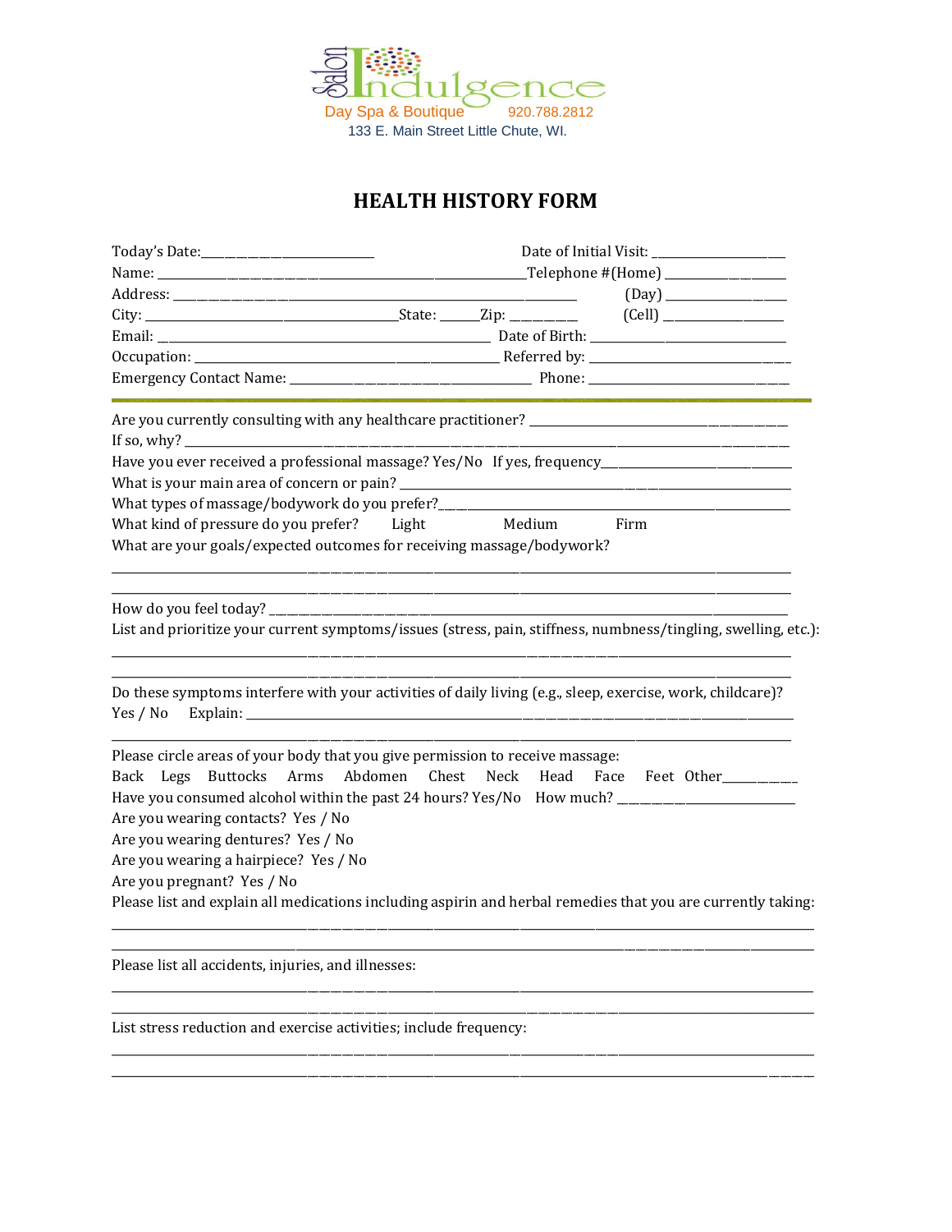Salon Indulgence

Day Spa & Boutique 920.788.2812

133 E. Main Street Little Chute, WI.

# HEALTH HISTORY FORM

Today's Date:_______________________ Date of Initial Visit: ________________

Name: ______________________________________________________Telephone #(Home) ________________

Address: ______________________________________________________ (Day) ________________

City: __________________________________State: _____Zip: ________ (Cell) ________________

Email: ____________________________________________ Date of Birth: ___________________________

Occupation: ________________________________________ Referred by: ___________________________

Emergency Contact Name: ________________________________ Phone: ___________________________

---

Are you currently consulting with any healthcare practitioner? ____________________________________

If so, why? ______________________________________________________________________________

Have you ever received a professional massage? Yes/No If yes, frequency__________________________

What is your main area of concern or pain? ___________________________________________________

What types of massage/bodywork do you prefer?_______________________________________________

What kind of pressure do you prefer? Light Medium Firm

What are your goals/expected outcomes for receiving massage/bodywork?

___________________________________________________________________________________

___________________________________________________________________________________

How do you feel today? ___________________________________________________________________

List and prioritize your current symptoms/issues (stress, pain, stiffness, numbness/tingling, swelling, etc.):

___________________________________________________________________________________

___________________________________________________________________________________

Do these symptoms interfere with your activities of daily living (e.g., sleep, exercise, work, childcare)?

Yes / No Explain: __________________________________________________________________________

___________________________________________________________________________________

Please circle areas of your body that you give permission to receive massage:

Back Legs Buttocks Arms Abdomen Chest Neck Head Face Feet Other__________

Have you consumed alcohol within the past 24 hours? Yes/No How much? ________________________

Are you wearing contacts? Yes / No

Are you wearing dentures? Yes / No

Are you wearing a hairpiece? Yes / No

Are you pregnant? Yes / No

Please list and explain all medications including aspirin and herbal remedies that you are currently taking:

___________________________________________________________________________________

___________________________________________________________________________________

Please list all accidents, injuries, and illnesses:

___________________________________________________________________________________

___________________________________________________________________________________

List stress reduction and exercise activities; include frequency:

___________________________________________________________________________________

___________________________________________________________________________________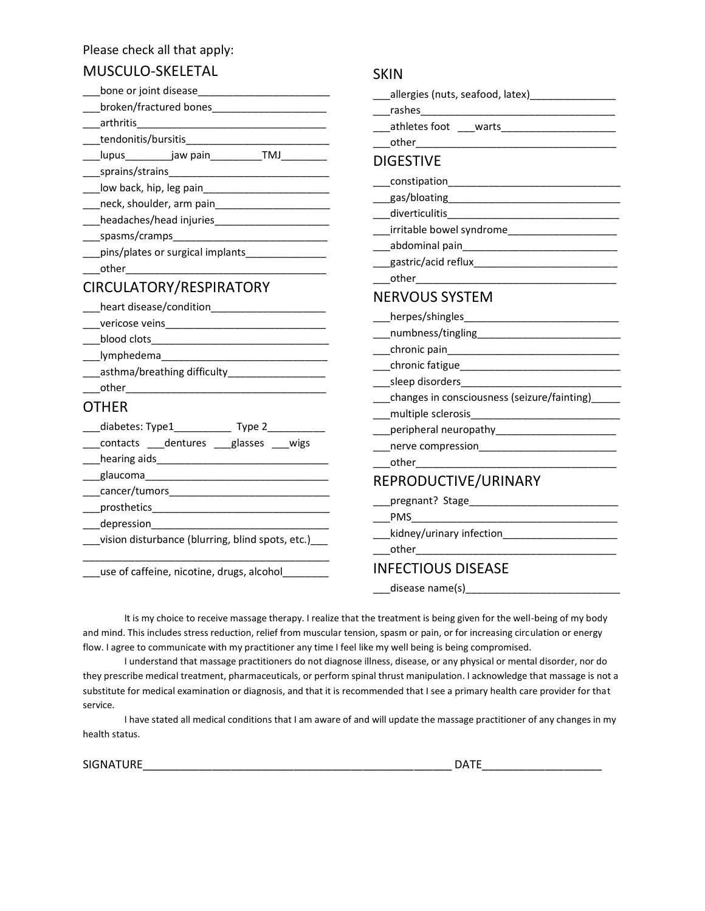Please check all that apply:

## MUSCULO-SKELETAL

___bone or joint disease_______________________
___broken/fractured bones____________________
___arthritis__________________________________
___tendonitis/bursitis_________________________
___lupus________jaw pain_________TMJ________
___sprains/strains____________________________
___low back, hip, leg pain_____________________
___neck, shoulder, arm pain____________________
___headaches/head injuries____________________
___spasms/cramps____________________________
___pins/plates or surgical implants______________
___other_____________________________________

## CIRCULATORY/RESPIRATORY

___heart disease/condition____________________
___vericose veins_____________________________
___blood clots_______________________________
___lymphedema______________________________
___asthma/breathing difficulty_________________
___other_____________________________________

## OTHER

___diabetes: Type1__________ Type 2__________
___contacts ___dentures ___glasses ___wigs
___hearing aids_______________________________
___glaucoma_________________________________
___cancer/tumors_____________________________
___prosthetics________________________________
___depression_________________________________
___vision disturbance (blurring, blind spots, etc.)___
_____________________________________________
___use of caffeine, nicotine, drugs, alcohol________

## SKIN

___allergies (nuts, seafood, latex)_______________
___rashes___________________________________
___athletes foot ___warts____________________
___other____________________________________

## DIGESTIVE

___constipation_______________________________
___gas/bloating_______________________________
___diverticulitis______________________________
___irritable bowel syndrome___________________
___abdominal pain____________________________
___gastric/acid reflux_________________________
___other____________________________________

## NERVOUS SYSTEM

___herpes/shingles___________________________
___numbness/tingling_________________________
___chronic pain_______________________________
___chronic fatigue_____________________________
___sleep disorders_____________________________
___changes in consciousness (seizure/fainting)_____
___multiple sclerosis__________________________
___peripheral neuropathy_____________________
___nerve compression________________________
___other____________________________________

## REPRODUCTIVE/URINARY

___pregnant? Stage__________________________
___PMS_____________________________________
___kidney/urinary infection____________________
___other____________________________________

## INFECTIOUS DISEASE

___disease name(s)___________________________

It is my choice to receive massage therapy. I realize that the treatment is being given for the well-being of my body and mind. This includes stress reduction, relief from muscular tension, spasm or pain, or for increasing circulation or energy flow. I agree to communicate with my practitioner any time I feel like my well being is being compromised.

I understand that massage practitioners do not diagnose illness, disease, or any physical or mental disorder, nor do they prescribe medical treatment, pharmaceuticals, or perform spinal thrust manipulation. I acknowledge that massage is not a substitute for medical examination or diagnosis, and that it is recommended that I see a primary health care provider for that service.

I have stated all medical conditions that I am aware of and will update the massage practitioner of any changes in my health status.

SIGNATURE___________________________________________________ DATE___________________